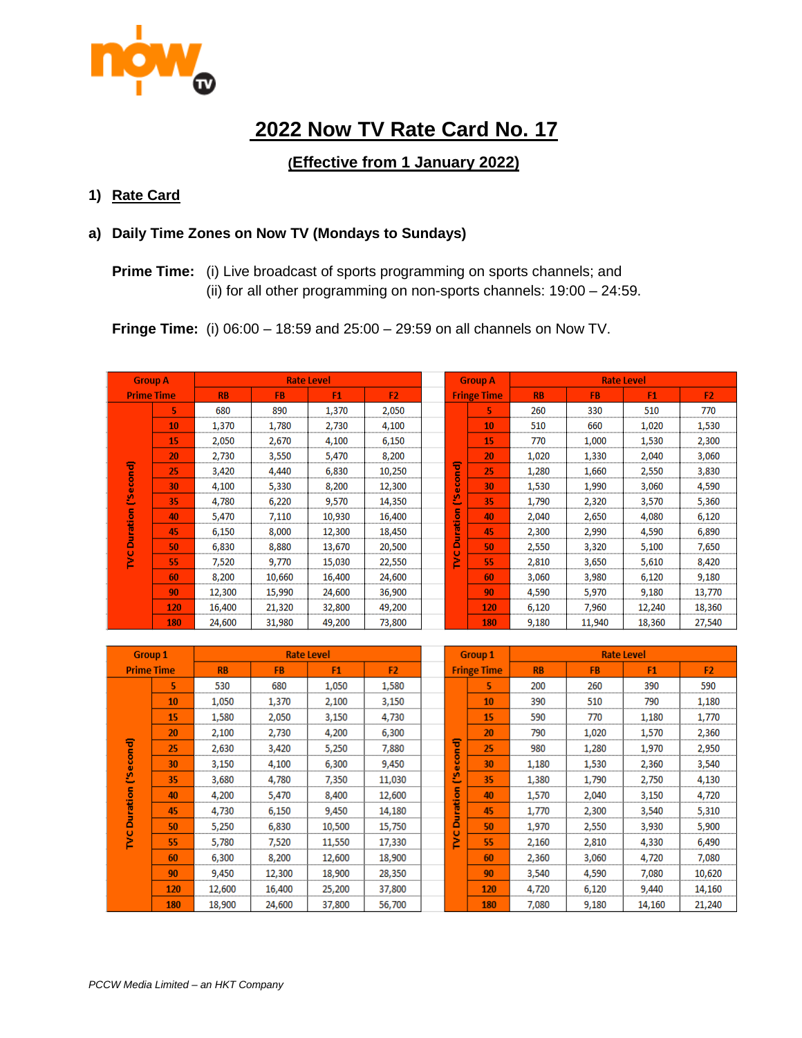# 2022 Now TV Rate Card No. 17

## (Effective from 1 January 2022)

### 1) Rate Card

#### a) Daily Time Zones on Now TV (Mondays to Sundays)

**Prime Time:** (i) Live broadcast of sports programming on sports channels; and
(ii) for all other programming on non-sports channels: 19:00 – 24:59.

**Fringe Time:** (i) 06:00 – 18:59 and 25:00 – 29:59 on all channels on Now TV.

| Group A Prime Time | | Rate Level | | | |
|---|---|---|---|---|---|
| | | RB | FB | F1 | F2 |
| TVC Duration ('Second) | 5 | 680 | 890 | 1,370 | 2,050 |
| | 10 | 1,370 | 1,780 | 2,730 | 4,100 |
| | 15 | 2,050 | 2,670 | 4,100 | 6,150 |
| | 20 | 2,730 | 3,550 | 5,470 | 8,200 |
| | 25 | 3,420 | 4,440 | 6,830 | 10,250 |
| | 30 | 4,100 | 5,330 | 8,200 | 12,300 |
| | 35 | 4,780 | 6,220 | 9,570 | 14,350 |
| | 40 | 5,470 | 7,110 | 10,930 | 16,400 |
| | 45 | 6,150 | 8,000 | 12,300 | 18,450 |
| | 50 | 6,830 | 8,880 | 13,670 | 20,500 |
| | 55 | 7,520 | 9,770 | 15,030 | 22,550 |
| | 60 | 8,200 | 10,660 | 16,400 | 24,600 |
| | 90 | 12,300 | 15,990 | 24,600 | 36,900 |
| | 120 | 16,400 | 21,320 | 32,800 | 49,200 |
| | 180 | 24,600 | 31,980 | 49,200 | 73,800 |

| Group A Fringe Time | | Rate Level | | | |
|---|---|---|---|---|---|
| | | RB | FB | F1 | F2 |
| TVC Duration ('Second) | 5 | 260 | 330 | 510 | 770 |
| | 10 | 510 | 660 | 1,020 | 1,530 |
| | 15 | 770 | 1,000 | 1,530 | 2,300 |
| | 20 | 1,020 | 1,330 | 2,040 | 3,060 |
| | 25 | 1,280 | 1,660 | 2,550 | 3,830 |
| | 30 | 1,530 | 1,990 | 3,060 | 4,590 |
| | 35 | 1,790 | 2,320 | 3,570 | 5,360 |
| | 40 | 2,040 | 2,650 | 4,080 | 6,120 |
| | 45 | 2,300 | 2,990 | 4,590 | 6,890 |
| | 50 | 2,550 | 3,320 | 5,100 | 7,650 |
| | 55 | 2,810 | 3,650 | 5,610 | 8,420 |
| | 60 | 3,060 | 3,980 | 6,120 | 9,180 |
| | 90 | 4,590 | 5,970 | 9,180 | 13,770 |
| | 120 | 6,120 | 7,960 | 12,240 | 18,360 |
| | 180 | 9,180 | 11,940 | 18,360 | 27,540 |

| Group 1 Prime Time | | Rate Level | | | |
|---|---|---|---|---|---|
| | | RB | FB | F1 | F2 |
| TVC Duration ('Second) | 5 | 530 | 680 | 1,050 | 1,580 |
| | 10 | 1,050 | 1,370 | 2,100 | 3,150 |
| | 15 | 1,580 | 2,050 | 3,150 | 4,730 |
| | 20 | 2,100 | 2,730 | 4,200 | 6,300 |
| | 25 | 2,630 | 3,420 | 5,250 | 7,880 |
| | 30 | 3,150 | 4,100 | 6,300 | 9,450 |
| | 35 | 3,680 | 4,780 | 7,350 | 11,030 |
| | 40 | 4,200 | 5,470 | 8,400 | 12,600 |
| | 45 | 4,730 | 6,150 | 9,450 | 14,180 |
| | 50 | 5,250 | 6,830 | 10,500 | 15,750 |
| | 55 | 5,780 | 7,520 | 11,550 | 17,330 |
| | 60 | 6,300 | 8,200 | 12,600 | 18,900 |
| | 90 | 9,450 | 12,300 | 18,900 | 28,350 |
| | 120 | 12,600 | 16,400 | 25,200 | 37,800 |
| | 180 | 18,900 | 24,600 | 37,800 | 56,700 |

| Group 1 Fringe Time | | Rate Level | | | |
|---|---|---|---|---|---|
| | | RB | FB | F1 | F2 |
| TVC Duration ('Second) | 5 | 200 | 260 | 390 | 590 |
| | 10 | 390 | 510 | 790 | 1,180 |
| | 15 | 590 | 770 | 1,180 | 1,770 |
| | 20 | 790 | 1,020 | 1,570 | 2,360 |
| | 25 | 980 | 1,280 | 1,970 | 2,950 |
| | 30 | 1,180 | 1,530 | 2,360 | 3,540 |
| | 35 | 1,380 | 1,790 | 2,750 | 4,130 |
| | 40 | 1,570 | 2,040 | 3,150 | 4,720 |
| | 45 | 1,770 | 2,300 | 3,540 | 5,310 |
| | 50 | 1,970 | 2,550 | 3,930 | 5,900 |
| | 55 | 2,160 | 2,810 | 4,330 | 6,490 |
| | 60 | 2,360 | 3,060 | 4,720 | 7,080 |
| | 90 | 3,540 | 4,590 | 7,080 | 10,620 |
| | 120 | 4,720 | 6,120 | 9,440 | 14,160 |
| | 180 | 7,080 | 9,180 | 14,160 | 21,240 |

*PCCW Media Limited – an HKT Company*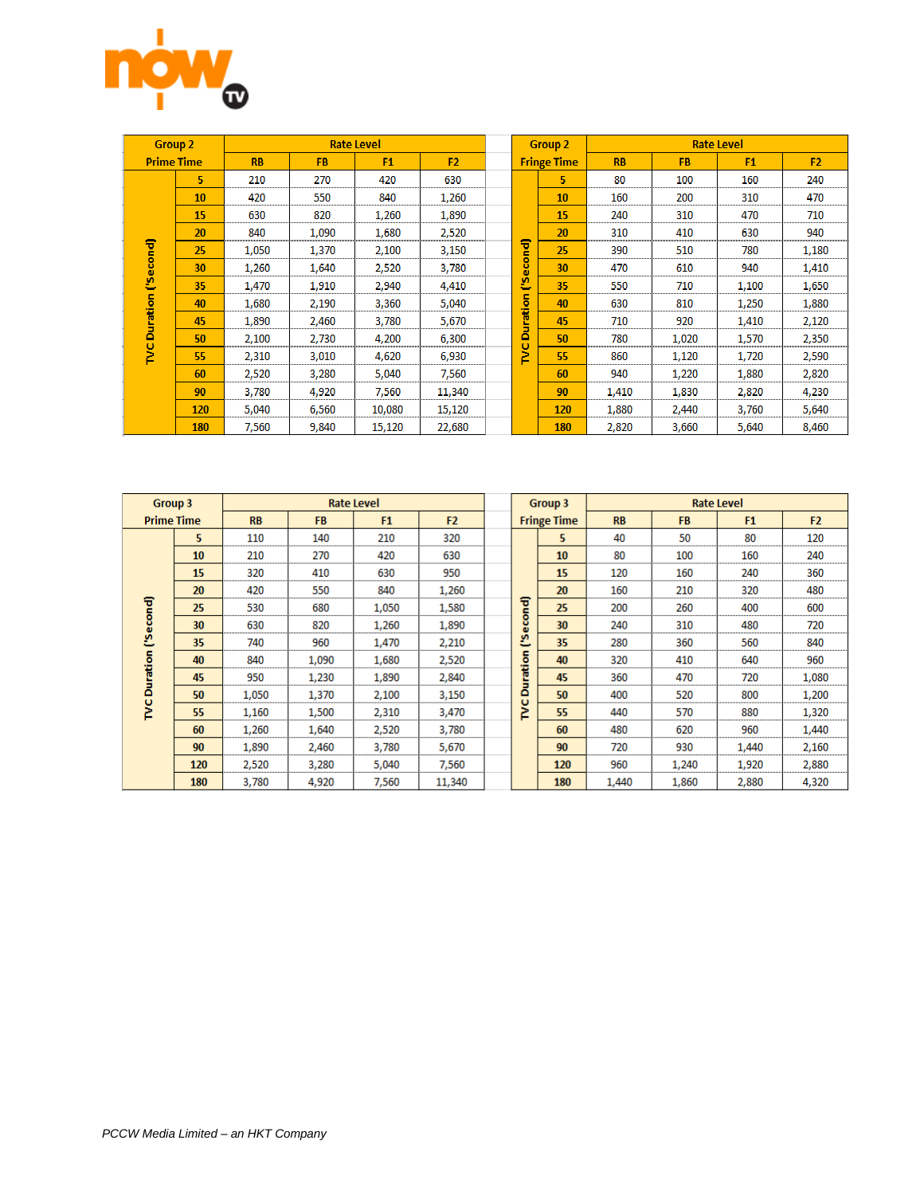| Group 2 Prime Time | | Rate Level | | | |
|---|---|---|---|---|---|
| | | RB | FB | F1 | F2 |
| TVC Duration ('Second) | 5 | 210 | 270 | 420 | 630 |
| | 10 | 420 | 550 | 840 | 1,260 |
| | 15 | 630 | 820 | 1,260 | 1,890 |
| | 20 | 840 | 1,090 | 1,680 | 2,520 |
| | 25 | 1,050 | 1,370 | 2,100 | 3,150 |
| | 30 | 1,260 | 1,640 | 2,520 | 3,780 |
| | 35 | 1,470 | 1,910 | 2,940 | 4,410 |
| | 40 | 1,680 | 2,190 | 3,360 | 5,040 |
| | 45 | 1,890 | 2,460 | 3,780 | 5,670 |
| | 50 | 2,100 | 2,730 | 4,200 | 6,300 |
| | 55 | 2,310 | 3,010 | 4,620 | 6,930 |
| | 60 | 2,520 | 3,280 | 5,040 | 7,560 |
| | 90 | 3,780 | 4,920 | 7,560 | 11,340 |
| | 120 | 5,040 | 6,560 | 10,080 | 15,120 |
| | 180 | 7,560 | 9,840 | 15,120 | 22,680 |

| Group 2 Fringe Time | | Rate Level | | | |
|---|---|---|---|---|---|
| | | RB | FB | F1 | F2 |
| TVC Duration ('Second) | 5 | 80 | 100 | 160 | 240 |
| | 10 | 160 | 200 | 310 | 470 |
| | 15 | 240 | 310 | 470 | 710 |
| | 20 | 310 | 410 | 630 | 940 |
| | 25 | 390 | 510 | 780 | 1,180 |
| | 30 | 470 | 610 | 940 | 1,410 |
| | 35 | 550 | 710 | 1,100 | 1,650 |
| | 40 | 630 | 810 | 1,250 | 1,880 |
| | 45 | 710 | 920 | 1,410 | 2,120 |
| | 50 | 780 | 1,020 | 1,570 | 2,350 |
| | 55 | 860 | 1,120 | 1,720 | 2,590 |
| | 60 | 940 | 1,220 | 1,880 | 2,820 |
| | 90 | 1,410 | 1,830 | 2,820 | 4,230 |
| | 120 | 1,880 | 2,440 | 3,760 | 5,640 |
| | 180 | 2,820 | 3,660 | 5,640 | 8,460 |

| Group 3 Prime Time | | Rate Level | | | |
|---|---|---|---|---|---|
| | | RB | FB | F1 | F2 |
| TVC Duration ('Second) | 5 | 110 | 140 | 210 | 320 |
| | 10 | 210 | 270 | 420 | 630 |
| | 15 | 320 | 410 | 630 | 950 |
| | 20 | 420 | 550 | 840 | 1,260 |
| | 25 | 530 | 680 | 1,050 | 1,580 |
| | 30 | 630 | 820 | 1,260 | 1,890 |
| | 35 | 740 | 960 | 1,470 | 2,210 |
| | 40 | 840 | 1,090 | 1,680 | 2,520 |
| | 45 | 950 | 1,230 | 1,890 | 2,840 |
| | 50 | 1,050 | 1,370 | 2,100 | 3,150 |
| | 55 | 1,160 | 1,500 | 2,310 | 3,470 |
| | 60 | 1,260 | 1,640 | 2,520 | 3,780 |
| | 90 | 1,890 | 2,460 | 3,780 | 5,670 |
| | 120 | 2,520 | 3,280 | 5,040 | 7,560 |
| | 180 | 3,780 | 4,920 | 7,560 | 11,340 |

| Group 3 Fringe Time | | Rate Level | | | |
|---|---|---|---|---|---|
| | | RB | FB | F1 | F2 |
| TVC Duration ('Second) | 5 | 40 | 50 | 80 | 120 |
| | 10 | 80 | 100 | 160 | 240 |
| | 15 | 120 | 160 | 240 | 360 |
| | 20 | 160 | 210 | 320 | 480 |
| | 25 | 200 | 260 | 400 | 600 |
| | 30 | 240 | 310 | 480 | 720 |
| | 35 | 280 | 360 | 560 | 840 |
| | 40 | 320 | 410 | 640 | 960 |
| | 45 | 360 | 470 | 720 | 1,080 |
| | 50 | 400 | 520 | 800 | 1,200 |
| | 55 | 440 | 570 | 880 | 1,320 |
| | 60 | 480 | 620 | 960 | 1,440 |
| | 90 | 720 | 930 | 1,440 | 2,160 |
| | 120 | 960 | 1,240 | 1,920 | 2,880 |
| | 180 | 1,440 | 1,860 | 2,880 | 4,320 |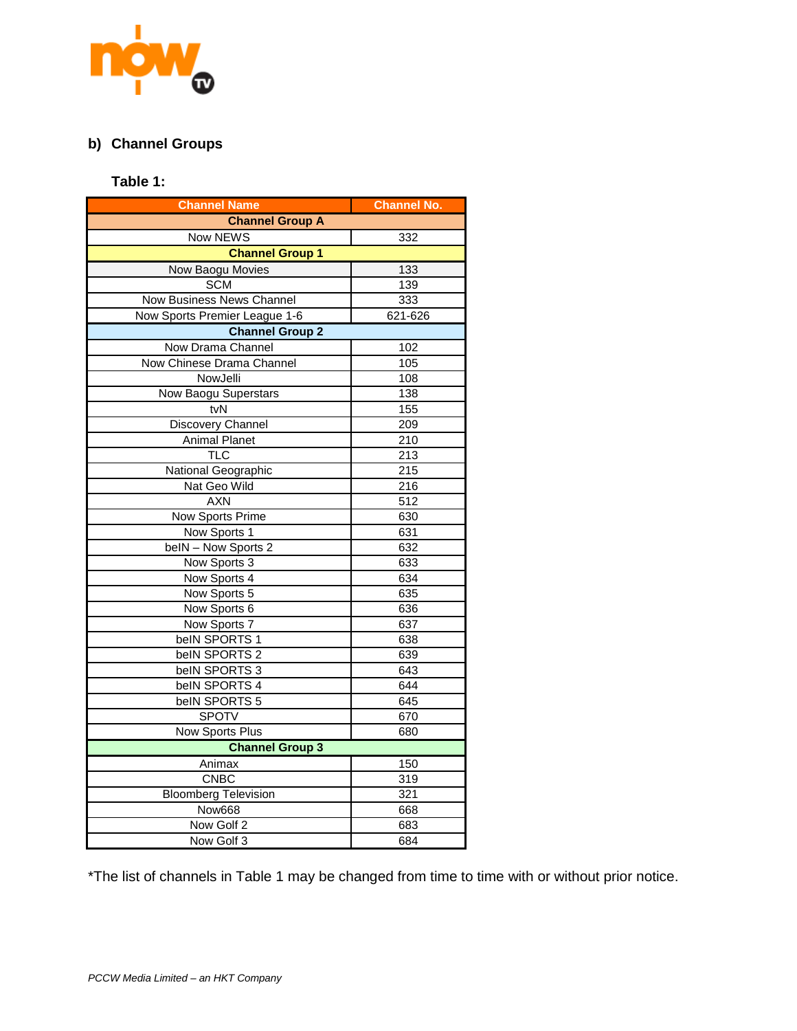## b) Channel Groups

**Table 1:**

| Channel Name | Channel No. |
|---|---|
| **Channel Group A** | |
| Now NEWS | 332 |
| **Channel Group 1** | |
| Now Baogu Movies | 133 |
| SCM | 139 |
| Now Business News Channel | 333 |
| Now Sports Premier League 1-6 | 621-626 |
| **Channel Group 2** | |
| Now Drama Channel | 102 |
| Now Chinese Drama Channel | 105 |
| NowJelli | 108 |
| Now Baogu Superstars | 138 |
| tvN | 155 |
| Discovery Channel | 209 |
| Animal Planet | 210 |
| TLC | 213 |
| National Geographic | 215 |
| Nat Geo Wild | 216 |
| AXN | 512 |
| Now Sports Prime | 630 |
| Now Sports 1 | 631 |
| beIN – Now Sports 2 | 632 |
| Now Sports 3 | 633 |
| Now Sports 4 | 634 |
| Now Sports 5 | 635 |
| Now Sports 6 | 636 |
| Now Sports 7 | 637 |
| beIN SPORTS 1 | 638 |
| beIN SPORTS 2 | 639 |
| beIN SPORTS 3 | 643 |
| beIN SPORTS 4 | 644 |
| beIN SPORTS 5 | 645 |
| SPOTV | 670 |
| Now Sports Plus | 680 |
| **Channel Group 3** | |
| Animax | 150 |
| CNBC | 319 |
| Bloomberg Television | 321 |
| Now668 | 668 |
| Now Golf 2 | 683 |
| Now Golf 3 | 684 |

*The list of channels in Table 1 may be changed from time to time with or without prior notice.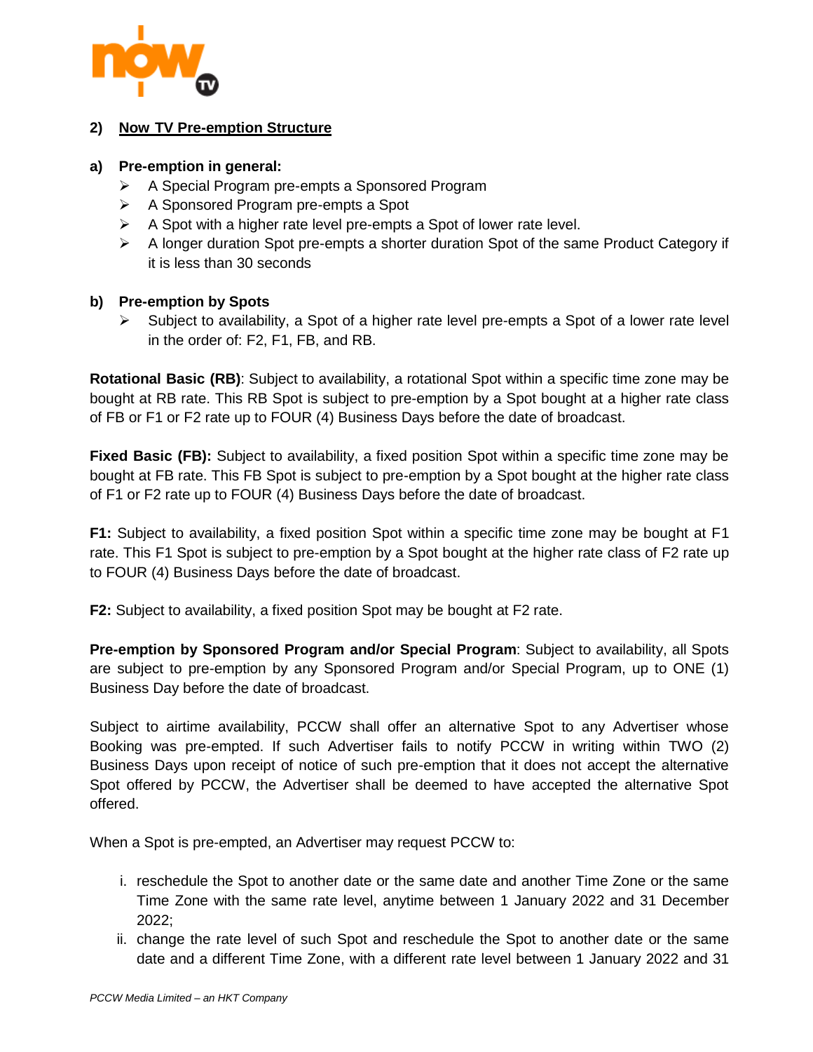## 2) Now TV Pre-emption Structure

### a) Pre-emption in general:

- A Special Program pre-empts a Sponsored Program
- A Sponsored Program pre-empts a Spot
- A Spot with a higher rate level pre-empts a Spot of lower rate level.
- A longer duration Spot pre-empts a shorter duration Spot of the same Product Category if it is less than 30 seconds

### b) Pre-emption by Spots

- Subject to availability, a Spot of a higher rate level pre-empts a Spot of a lower rate level in the order of: F2, F1, FB, and RB.

**Rotational Basic (RB)**: Subject to availability, a rotational Spot within a specific time zone may be bought at RB rate. This RB Spot is subject to pre-emption by a Spot bought at a higher rate class of FB or F1 or F2 rate up to FOUR (4) Business Days before the date of broadcast.

**Fixed Basic (FB):** Subject to availability, a fixed position Spot within a specific time zone may be bought at FB rate. This FB Spot is subject to pre-emption by a Spot bought at the higher rate class of F1 or F2 rate up to FOUR (4) Business Days before the date of broadcast.

**F1:** Subject to availability, a fixed position Spot within a specific time zone may be bought at F1 rate. This F1 Spot is subject to pre-emption by a Spot bought at the higher rate class of F2 rate up to FOUR (4) Business Days before the date of broadcast.

**F2:** Subject to availability, a fixed position Spot may be bought at F2 rate.

**Pre-emption by Sponsored Program and/or Special Program**: Subject to availability, all Spots are subject to pre-emption by any Sponsored Program and/or Special Program, up to ONE (1) Business Day before the date of broadcast.

Subject to airtime availability, PCCW shall offer an alternative Spot to any Advertiser whose Booking was pre-empted. If such Advertiser fails to notify PCCW in writing within TWO (2) Business Days upon receipt of notice of such pre-emption that it does not accept the alternative Spot offered by PCCW, the Advertiser shall be deemed to have accepted the alternative Spot offered.

When a Spot is pre-empted, an Advertiser may request PCCW to:

i. reschedule the Spot to another date or the same date and another Time Zone or the same Time Zone with the same rate level, anytime between 1 January 2022 and 31 December 2022;
ii. change the rate level of such Spot and reschedule the Spot to another date or the same date and a different Time Zone, with a different rate level between 1 January 2022 and 31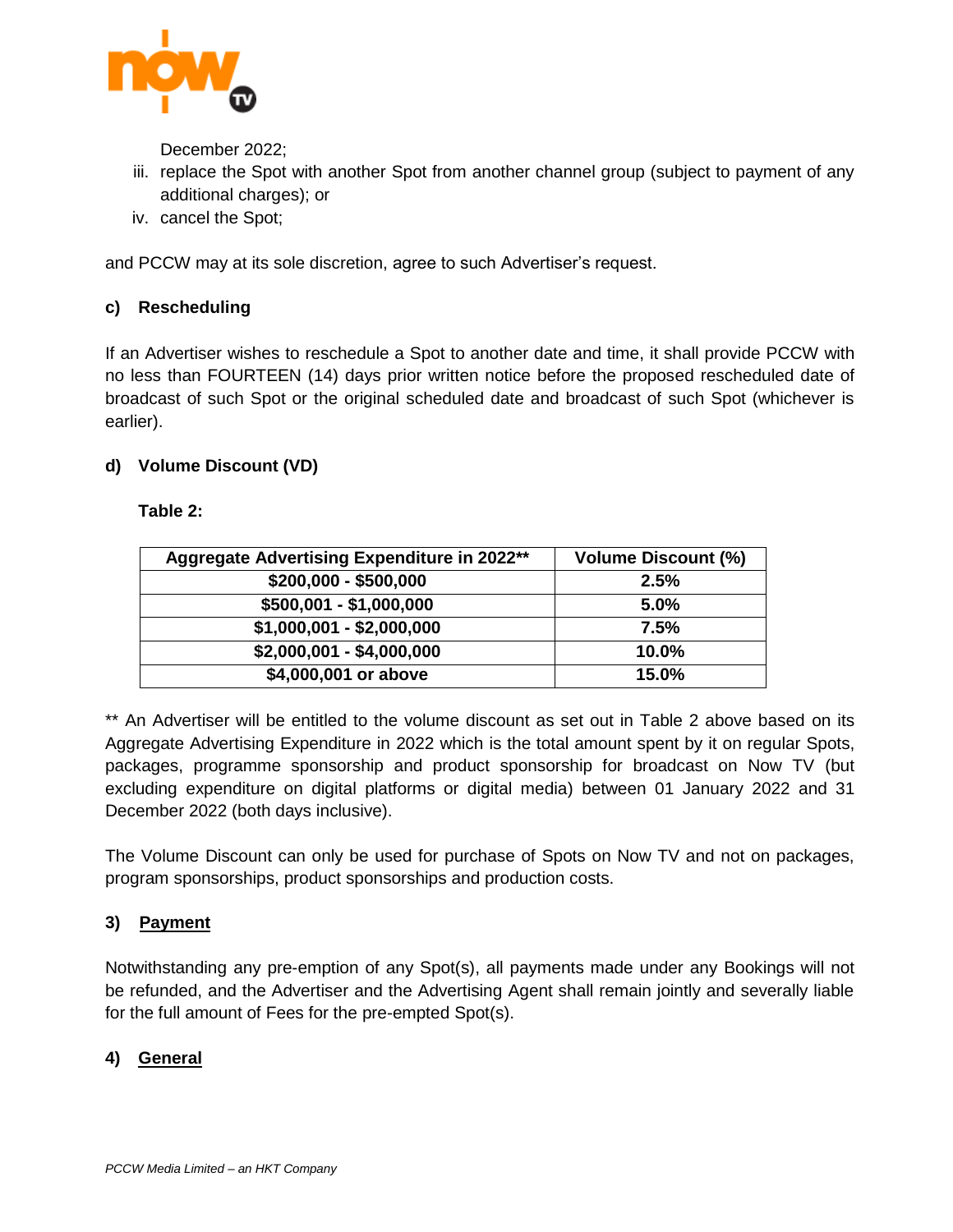December 2022;

iii. replace the Spot with another Spot from another channel group (subject to payment of any additional charges); or

iv. cancel the Spot;

and PCCW may at its sole discretion, agree to such Advertiser's request.

#### c) Rescheduling

If an Advertiser wishes to reschedule a Spot to another date and time, it shall provide PCCW with no less than FOURTEEN (14) days prior written notice before the proposed rescheduled date of broadcast of such Spot or the original scheduled date and broadcast of such Spot (whichever is earlier).

#### d) Volume Discount (VD)

**Table 2:**

| Aggregate Advertising Expenditure in 2022** | Volume Discount (%) |
|---|---|
| $200,000 - $500,000 | 2.5% |
| $500,001 - $1,000,000 | 5.0% |
| $1,000,001 - $2,000,000 | 7.5% |
| $2,000,001 - $4,000,000 | 10.0% |
| $4,000,001 or above | 15.0% |

** An Advertiser will be entitled to the volume discount as set out in Table 2 above based on its Aggregate Advertising Expenditure in 2022 which is the total amount spent by it on regular Spots, packages, programme sponsorship and product sponsorship for broadcast on Now TV (but excluding expenditure on digital platforms or digital media) between 01 January 2022 and 31 December 2022 (both days inclusive).

The Volume Discount can only be used for purchase of Spots on Now TV and not on packages, program sponsorships, product sponsorships and production costs.

### 3) Payment

Notwithstanding any pre-emption of any Spot(s), all payments made under any Bookings will not be refunded, and the Advertiser and the Advertising Agent shall remain jointly and severally liable for the full amount of Fees for the pre-empted Spot(s).

### 4) General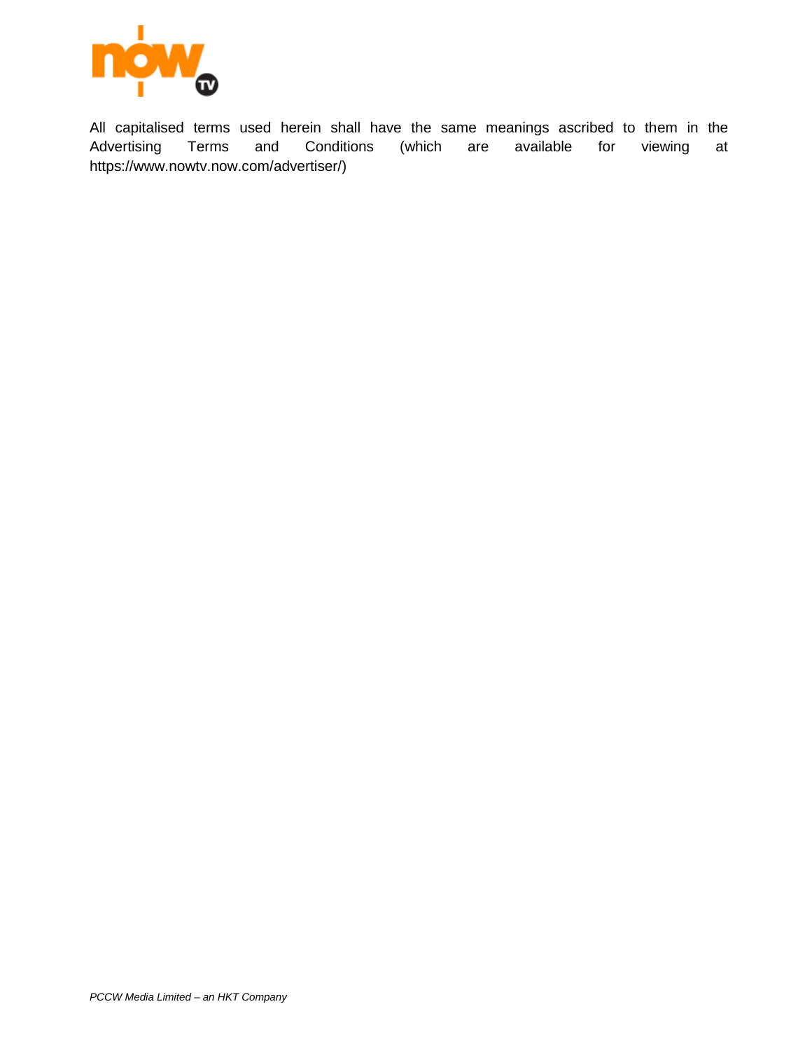All capitalised terms used herein shall have the same meanings ascribed to them in the Advertising Terms and Conditions (which are available for viewing at https://www.nowtv.now.com/advertiser/)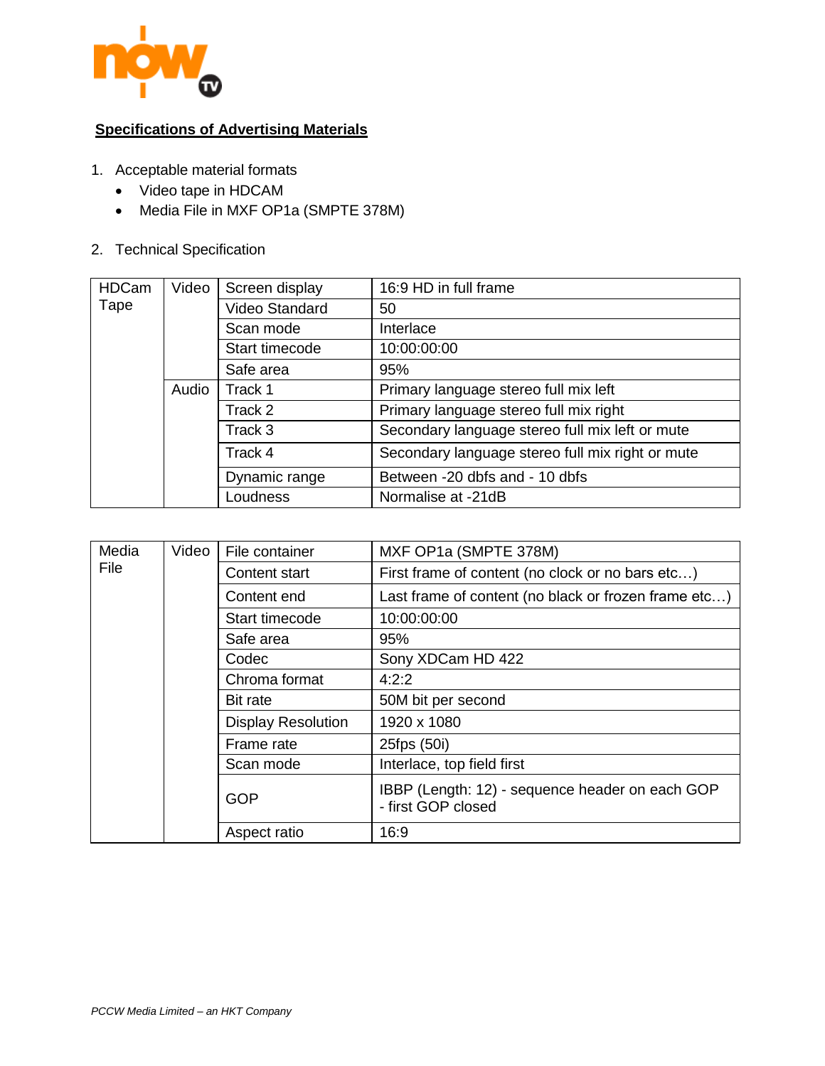**Specifications of Advertising Materials**

1. Acceptable material formats
   - Video tape in HDCAM
   - Media File in MXF OP1a (SMPTE 378M)

2. Technical Specification

| HDCam Tape | Video | Screen display | 16:9 HD in full frame |
|---|---|---|---|
| | | Video Standard | 50 |
| | | Scan mode | Interlace |
| | | Start timecode | 10:00:00:00 |
| | | Safe area | 95% |
| | Audio | Track 1 | Primary language stereo full mix left |
| | | Track 2 | Primary language stereo full mix right |
| | | Track 3 | Secondary language stereo full mix left or mute |
| | | Track 4 | Secondary language stereo full mix right or mute |
| | | Dynamic range | Between -20 dbfs and - 10 dbfs |
| | | Loudness | Normalise at -21dB |

| Media File | Video | File container | MXF OP1a (SMPTE 378M) |
|---|---|---|---|
| | | Content start | First frame of content (no clock or no bars etc…) |
| | | Content end | Last frame of content (no black or frozen frame etc…) |
| | | Start timecode | 10:00:00:00 |
| | | Safe area | 95% |
| | | Codec | Sony XDCam HD 422 |
| | | Chroma format | 4:2:2 |
| | | Bit rate | 50M bit per second |
| | | Display Resolution | 1920 x 1080 |
| | | Frame rate | 25fps (50i) |
| | | Scan mode | Interlace, top field first |
| | | GOP | IBBP (Length: 12) - sequence header on each GOP - first GOP closed |
| | | Aspect ratio | 16:9 |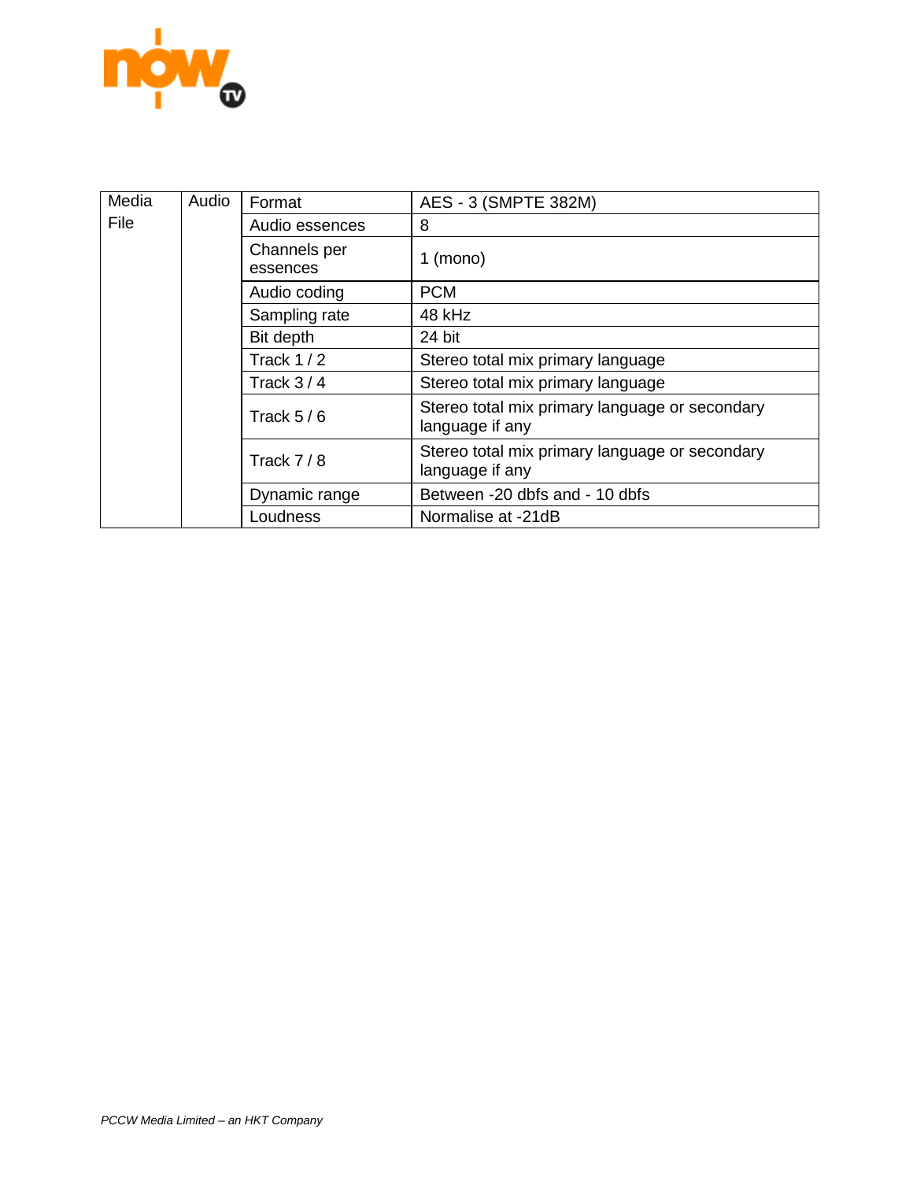| | | | |
|---|---|---|---|
| Media File | Audio | Format | AES - 3 (SMPTE 382M) |
| | | Audio essences | 8 |
| | | Channels per essences | 1 (mono) |
| | | Audio coding | PCM |
| | | Sampling rate | 48 kHz |
| | | Bit depth | 24 bit |
| | | Track 1 / 2 | Stereo total mix primary language |
| | | Track 3 / 4 | Stereo total mix primary language |
| | | Track 5 / 6 | Stereo total mix primary language or secondary language if any |
| | | Track 7 / 8 | Stereo total mix primary language or secondary language if any |
| | | Dynamic range | Between -20 dbfs and - 10 dbfs |
| | | Loudness | Normalise at -21dB |